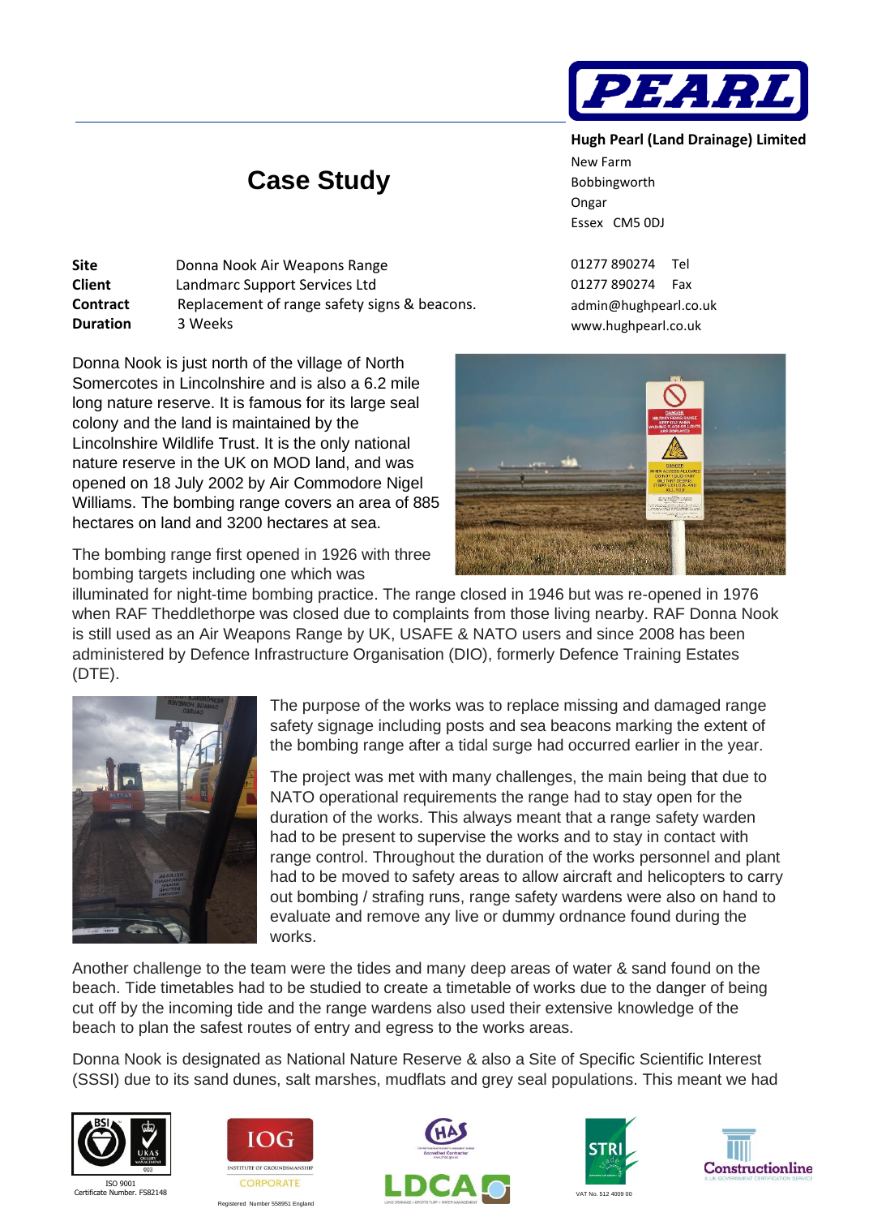**Hugh Pearl (Land Drainage) Limited**
New Farm
Bobbingworth
Ongar
Essex CM5 0DJ

01277 890274 Tel
01277 890274 Fax
admin@hughpearl.co.uk
www.hughpearl.co.uk

# Case Study

| | |
|---|---|
| **Site** | Donna Nook Air Weapons Range |
| **Client** | Landmarc Support Services Ltd |
| **Contract** | Replacement of range safety signs & beacons. |
| **Duration** | 3 Weeks |

Donna Nook is just north of the village of North Somercotes in Lincolnshire and is also a 6.2 mile long nature reserve. It is famous for its large seal colony and the land is maintained by the Lincolnshire Wildlife Trust. It is the only national nature reserve in the UK on MOD land, and was opened on 18 July 2002 by Air Commodore Nigel Williams. The bombing range covers an area of 885 hectares on land and 3200 hectares at sea.

The bombing range first opened in 1926 with three bombing targets including one which was illuminated for night-time bombing practice. The range closed in 1946 but was re-opened in 1976 when RAF Theddlethorpe was closed due to complaints from those living nearby. RAF Donna Nook is still used as an Air Weapons Range by UK, USAFE & NATO users and since 2008 has been administered by Defence Infrastructure Organisation (DIO), formerly Defence Training Estates (DTE).

The purpose of the works was to replace missing and damaged range safety signage including posts and sea beacons marking the extent of the bombing range after a tidal surge had occurred earlier in the year.

The project was met with many challenges, the main being that due to NATO operational requirements the range had to stay open for the duration of the works. This always meant that a range safety warden had to be present to supervise the works and to stay in contact with range control. Throughout the duration of the works personnel and plant had to be moved to safety areas to allow aircraft and helicopters to carry out bombing / strafing runs, range safety wardens were also on hand to evaluate and remove any live or dummy ordnance found during the works.

Another challenge to the team were the tides and many deep areas of water & sand found on the beach. Tide timetables had to be studied to create a timetable of works due to the danger of being cut off by the incoming tide and the range wardens also used their extensive knowledge of the beach to plan the safest routes of entry and egress to the works areas.

Donna Nook is designated as National Nature Reserve & also a Site of Special Scientific Interest (SSSI) due to its sand dunes, salt marshes, mudflats and grey seal populations. This meant we had

ISO 9001
Certificate Number. FS82148

Registered Number 558951 England

VAT No. 512 4009 00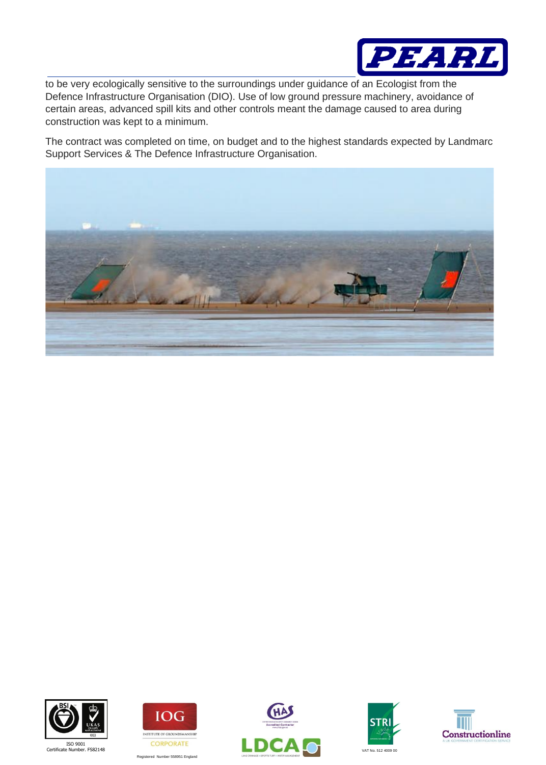to be very ecologically sensitive to the surroundings under guidance of an Ecologist from the Defence Infrastructure Organisation (DIO). Use of low ground pressure machinery, avoidance of certain areas, advanced spill kits and other controls meant the damage caused to area during construction was kept to a minimum.

The contract was completed on time, on budget and to the highest standards expected by Landmarc Support Services & The Defence Infrastructure Organisation.

ISO 9001
Certificate Number. FS82148

Registered Number 558951 England

VAT No. 512 4009 00